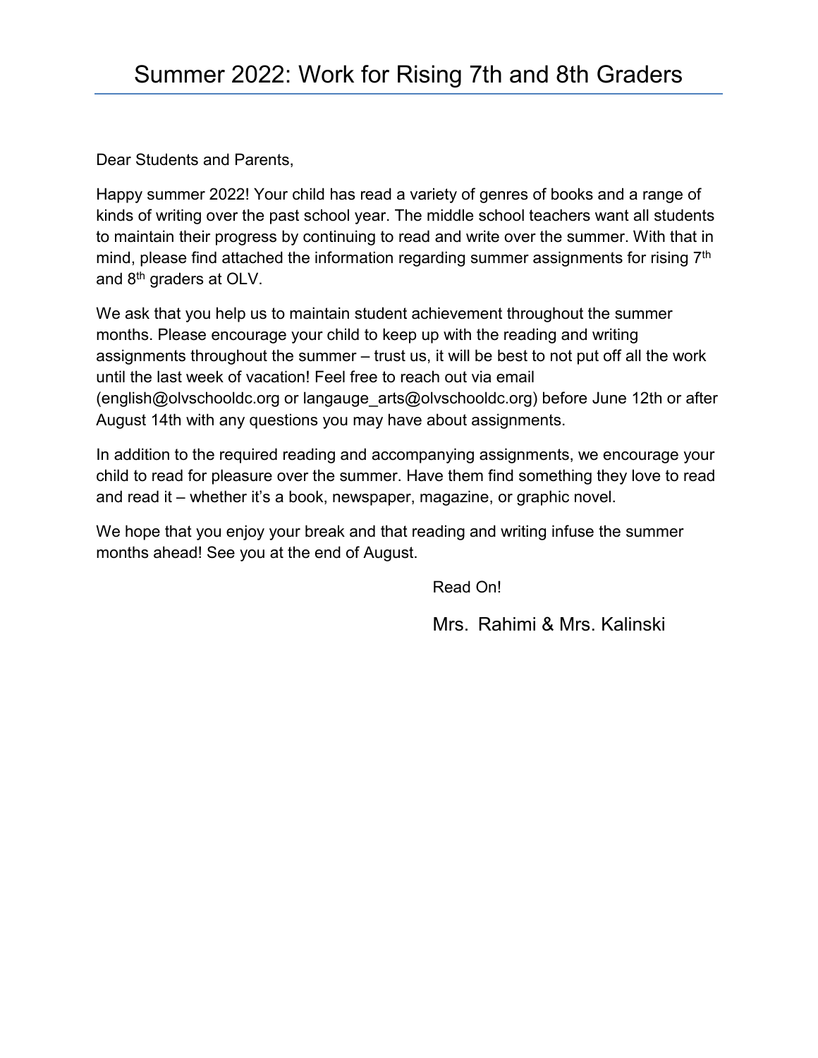# Summer 2022: Work for Rising 7th and 8th Graders

Dear Students and Parents,

Happy summer 2022! Your child has read a variety of genres of books and a range of kinds of writing over the past school year. The middle school teachers want all students to maintain their progress by continuing to read and write over the summer. With that in mind, please find attached the information regarding summer assignments for rising 7th and 8th graders at OLV.

We ask that you help us to maintain student achievement throughout the summer months. Please encourage your child to keep up with the reading and writing assignments throughout the summer – trust us, it will be best to not put off all the work until the last week of vacation! Feel free to reach out via email (english@olvschooldc.org or langauge_arts@olvschooldc.org) before June 12th or after August 14th with any questions you may have about assignments.

In addition to the required reading and accompanying assignments, we encourage your child to read for pleasure over the summer. Have them find something they love to read and read it – whether it's a book, newspaper, magazine, or graphic novel.

We hope that you enjoy your break and that reading and writing infuse the summer months ahead! See you at the end of August.

Read On!

Mrs. Rahimi & Mrs. Kalinski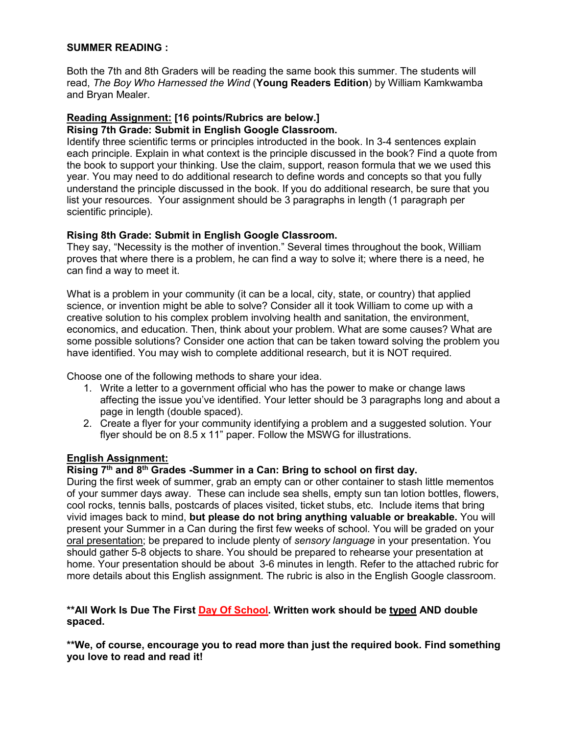**SUMMER READING :**

Both the 7th and 8th Graders will be reading the same book this summer. The students will read, *The Boy Who Harnessed the Wind* (**Young Readers Edition**) by William Kamkwamba and Bryan Mealer.

**Reading Assignment: [16 points/Rubrics are below.]**

**Rising 7th Grade: Submit in English Google Classroom.**

Identify three scientific terms or principles introducted in the book. In 3-4 sentences explain each principle. Explain in what context is the principle discussed in the book? Find a quote from the book to support your thinking. Use the claim, support, reason formula that we we used this year. You may need to do additional research to define words and concepts so that you fully understand the principle discussed in the book. If you do additional research, be sure that you list your resources. Your assignment should be 3 paragraphs in length (1 paragraph per scientific principle).

**Rising 8th Grade: Submit in English Google Classroom.**

They say, "Necessity is the mother of invention." Several times throughout the book, William proves that where there is a problem, he can find a way to solve it; where there is a need, he can find a way to meet it.

What is a problem in your community (it can be a local, city, state, or country) that applied science, or invention might be able to solve? Consider all it took William to come up with a creative solution to his complex problem involving health and sanitation, the environment, economics, and education. Then, think about your problem. What are some causes? What are some possible solutions? Consider one action that can be taken toward solving the problem you have identified. You may wish to complete additional research, but it is NOT required.

Choose one of the following methods to share your idea.

1. Write a letter to a government official who has the power to make or change laws affecting the issue you've identified. Your letter should be 3 paragraphs long and about a page in length (double spaced).
2. Create a flyer for your community identifying a problem and a suggested solution. Your flyer should be on 8.5 x 11" paper. Follow the MSWG for illustrations.

**English Assignment:**

**Rising 7th and 8th Grades -Summer in a Can: Bring to school on first day.**

During the first week of summer, grab an empty can or other container to stash little mementos of your summer days away. These can include sea shells, empty sun tan lotion bottles, flowers, cool rocks, tennis balls, postcards of places visited, ticket stubs, etc. Include items that bring vivid images back to mind, **but please do not bring anything valuable or breakable.** You will present your Summer in a Can during the first few weeks of school. You will be graded on your oral presentation; be prepared to include plenty of *sensory language* in your presentation. You should gather 5-8 objects to share. You should be prepared to rehearse your presentation at home. Your presentation should be about 3-6 minutes in length. Refer to the attached rubric for more details about this English assignment. The rubric is also in the English Google classroom.

**\*\*All Work Is Due The First Day Of School. Written work should be typed AND double spaced.**

**\*\*We, of course, encourage you to read more than just the required book. Find something you love to read and read it!**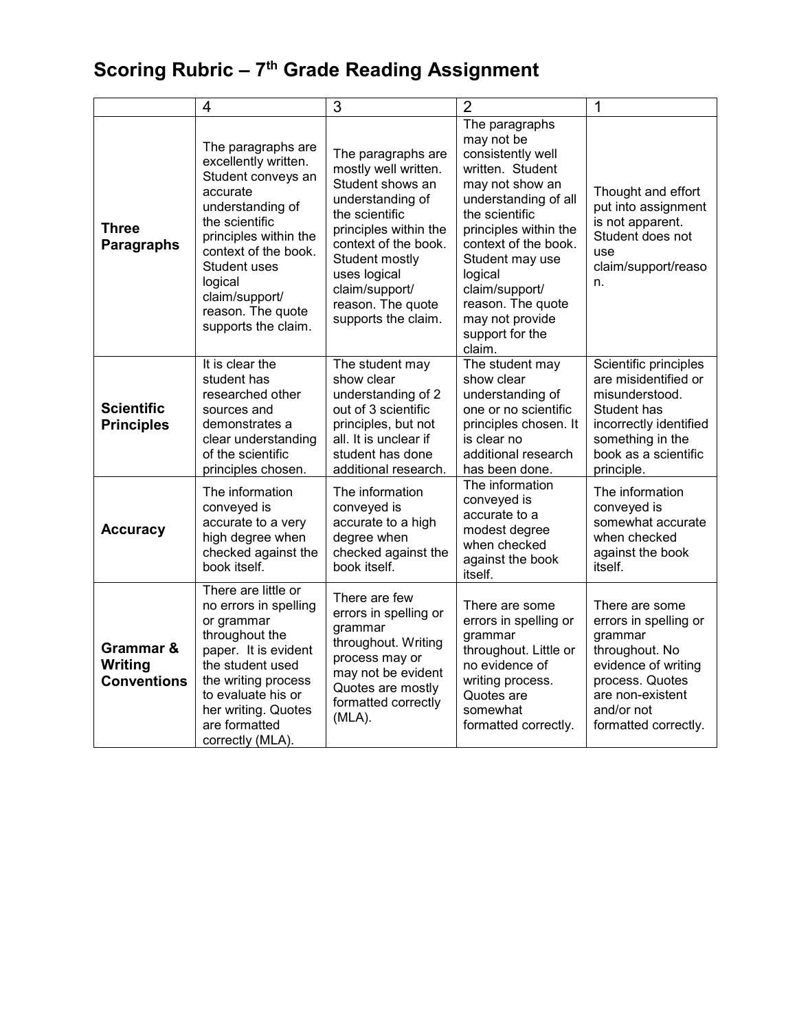# Scoring Rubric – 7th Grade Reading Assignment

| | 4 | 3 | 2 | 1 |
|---|---|---|---|---|
| **Three Paragraphs** | The paragraphs are excellently written. Student conveys an accurate understanding of the scientific principles within the context of the book. Student uses logical claim/support/ reason. The quote supports the claim. | The paragraphs are mostly well written. Student shows an understanding of the scientific principles within the context of the book. Student mostly uses logical claim/support/ reason. The quote supports the claim. | The paragraphs may not be consistently well written. Student may not show an understanding of all the scientific principles within the context of the book. Student may use logical claim/support/ reason. The quote may not provide support for the claim. | Thought and effort put into assignment is not apparent. Student does not use claim/support/reason. |
| **Scientific Principles** | It is clear the student has researched other sources and demonstrates a clear understanding of the scientific principles chosen. | The student may show clear understanding of 2 out of 3 scientific principles, but not all. It is unclear if student has done additional research. | The student may show clear understanding of one or no scientific principles chosen. It is clear no additional research has been done. | Scientific principles are misidentified or misunderstood. Student has incorrectly identified something in the book as a scientific principle. |
| **Accuracy** | The information conveyed is accurate to a very high degree when checked against the book itself. | The information conveyed is accurate to a high degree when checked against the book itself. | The information conveyed is accurate to a modest degree when checked against the book itself. | The information conveyed is somewhat accurate when checked against the book itself. |
| **Grammar & Writing Conventions** | There are little or no errors in spelling or grammar throughout the paper. It is evident the student used the writing process to evaluate his or her writing. Quotes are formatted correctly (MLA). | There are few errors in spelling or grammar throughout. Writing process may or may not be evident Quotes are mostly formatted correctly (MLA). | There are some errors in spelling or grammar throughout. Little or no evidence of writing process. Quotes are somewhat formatted correctly. | There are some errors in spelling or grammar throughout. No evidence of writing process. Quotes are non-existent and/or not formatted correctly. |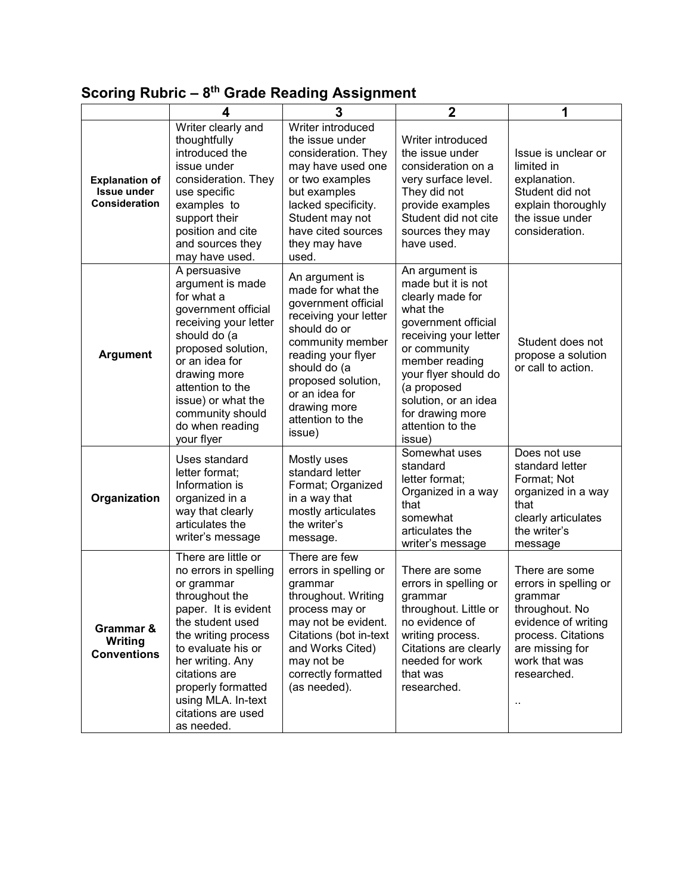## Scoring Rubric – 8th Grade Reading Assignment

| | 4 | 3 | 2 | 1 |
|---|---|---|---|---|
| **Explanation of Issue under Consideration** | Writer clearly and thoughtfully introduced the issue under consideration. They use specific examples to support their position and cite and sources they may have used. | Writer introduced the issue under consideration. They may have used one or two examples but examples lacked specificity. Student may not have cited sources they may have used. | Writer introduced the issue under consideration on a very surface level. They did not provide examples Student did not cite sources they may have used. | Issue is unclear or limited in explanation. Student did not explain thoroughly the issue under consideration. |
| **Argument** | A persuasive argument is made for what a government official receiving your letter should do (a proposed solution, or an idea for drawing more attention to the issue) or what the community should do when reading your flyer | An argument is made for what the government official receiving your letter should do or community member reading your flyer should do (a proposed solution, or an idea for drawing more attention to the issue) | An argument is made but it is not clearly made for what the government official receiving your letter or community member reading your flyer should do (a proposed solution, or an idea for drawing more attention to the issue) | Student does not propose a solution or call to action. |
| **Organization** | Uses standard letter format; Information is organized in a way that clearly articulates the writer's message | Mostly uses standard letter Format; Organized in a way that mostly articulates the writer's message. | Somewhat uses standard letter format; Organized in a way that somewhat articulates the writer's message | Does not use standard letter Format; Not organized in a way that clearly articulates the writer's message |
| **Grammar & Writing Conventions** | There are little or no errors in spelling or grammar throughout the paper. It is evident the student used the writing process to evaluate his or her writing. Any citations are properly formatted using MLA. In-text citations are used as needed. | There are few errors in spelling or grammar throughout. Writing process may or may not be evident. Citations (bot in-text and Works Cited) may not be correctly formatted (as needed). | There are some errors in spelling or grammar throughout. Little or no evidence of writing process. Citations are clearly needed for work that was researched. | There are some errors in spelling or grammar throughout. No evidence of writing process. Citations are missing for work that was researched. .. |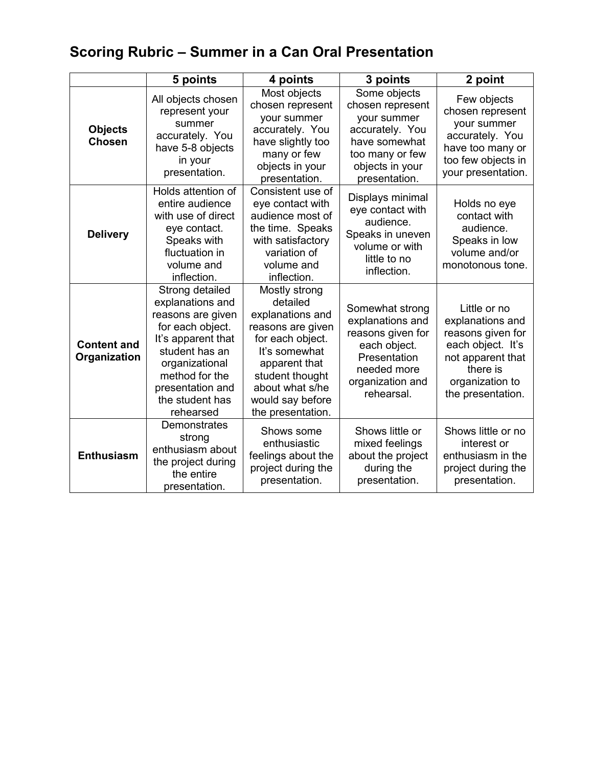# Scoring Rubric – Summer in a Can Oral Presentation

| | 5 points | 4 points | 3 points | 2 point |
|---|---|---|---|---|
| **Objects Chosen** | All objects chosen represent your summer accurately. You have 5-8 objects in your presentation. | Most objects chosen represent your summer accurately. You have slightly too many or few objects in your presentation. | Some objects chosen represent your summer accurately. You have somewhat too many or few objects in your presentation. | Few objects chosen represent your summer accurately. You have too many or too few objects in your presentation. |
| **Delivery** | Holds attention of entire audience with use of direct eye contact. Speaks with fluctuation in volume and inflection. | Consistent use of eye contact with audience most of the time. Speaks with satisfactory variation of volume and inflection. | Displays minimal eye contact with audience. Speaks in uneven volume or with little to no inflection. | Holds no eye contact with audience. Speaks in low volume and/or monotonous tone. |
| **Content and Organization** | Strong detailed explanations and reasons are given for each object. It's apparent that student has an organizational method for the presentation and the student has rehearsed | Mostly strong detailed explanations and reasons are given for each object. It's somewhat apparent that student thought about what s/he would say before the presentation. | Somewhat strong explanations and reasons given for each object. Presentation needed more organization and rehearsal. | Little or no explanations and reasons given for each object. It's not apparent that there is organization to the presentation. |
| **Enthusiasm** | Demonstrates strong enthusiasm about the project during the entire presentation. | Shows some enthusiastic feelings about the project during the presentation. | Shows little or mixed feelings about the project during the presentation. | Shows little or no interest or enthusiasm in the project during the presentation. |